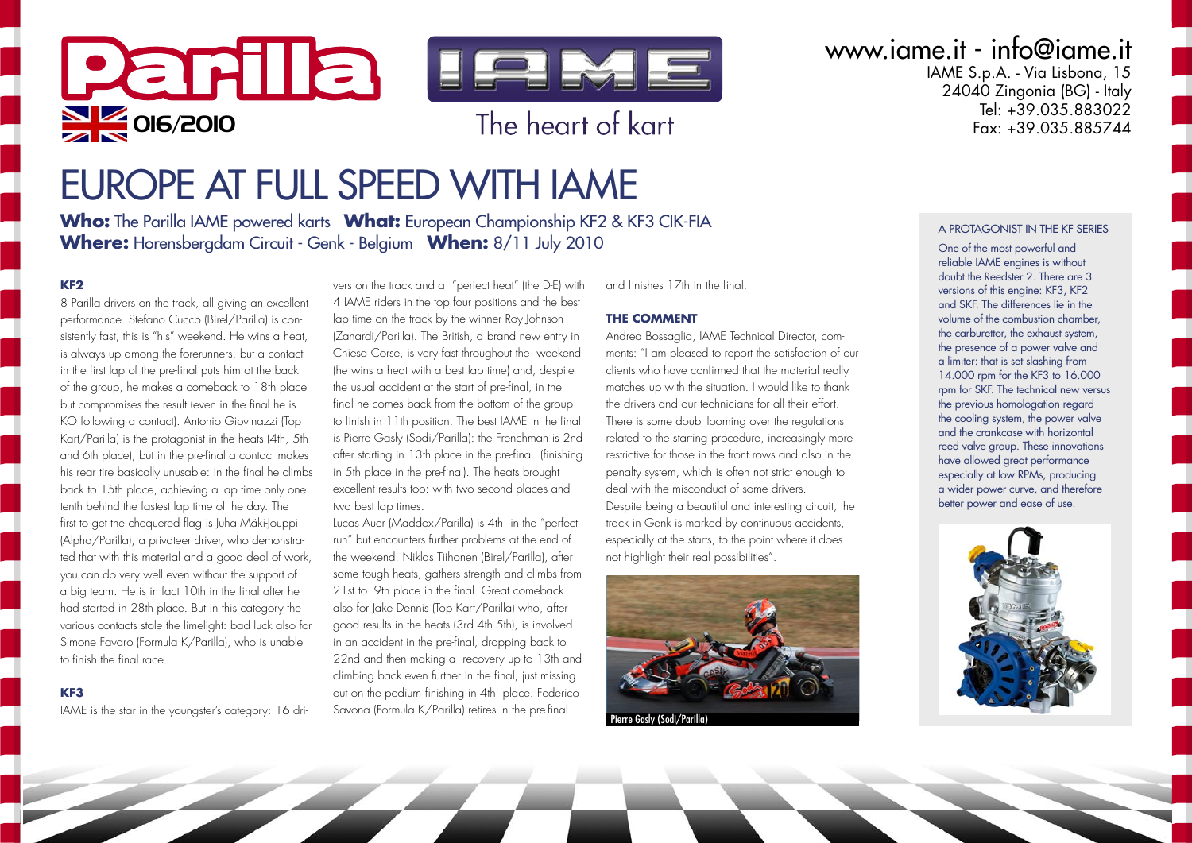Parilla

016/2010

The heart of kart

www.iame.it - info@iame.it
IAME S.p.A. - Via Lisbona, 15
24040 Zingonia (BG) - Italy
Tel: +39.035.883022
Fax: +39.035.885744

# EUROPE AT FULL SPEED WITH IAME

**Who:** The Parilla IAME powered karts **What:** European Championship KF2 & KF3 CIK-FIA
**Where:** Horensbergdam Circuit - Genk - Belgium **When:** 8/11 July 2010

### KF2

8 Parilla drivers on the track, all giving an excellent performance. Stefano Cucco (Birel/Parilla) is consistently fast, this is "his" weekend. He wins a heat, is always up among the forerunners, but a contact in the first lap of the pre-final puts him at the back of the group, he makes a comeback to 18th place but compromises the result (even in the final he is KO following a contact). Antonio Giovinazzi (Top Kart/Parilla) is the protagonist in the heats (4th, 5th and 6th place), but in the pre-final a contact makes his rear tire basically unusable: in the final he climbs back to 15th place, achieving a lap time only one tenth behind the fastest lap time of the day. The first to get the chequered flag is Juha Mäki-Jouppi (Alpha/Parilla), a privateer driver, who demonstrated that with this material and a good deal of work, you can do very well even without the support of a big team. He is in fact 10th in the final after he had started in 28th place. But in this category the various contacts stole the limelight: bad luck also for Simone Favaro (Formula K/Parilla), who is unable to finish the final race.

### KF3

IAME is the star in the youngster's category: 16 drivers on the track and a "perfect heat" (the D-E) with 4 IAME riders in the top four positions and the best lap time on the track by the winner Roy Johnson (Zanardi/Parilla). The British, a brand new entry in Chiesa Corse, is very fast throughout the weekend (he wins a heat with a best lap time) and, despite the usual accident at the start of pre-final, in the final he comes back from the bottom of the group to finish in 11th position. The best IAME in the final is Pierre Gasly (Sodi/Parilla): the Frenchman is 2nd after starting in 13th place in the pre-final (finishing in 5th place in the pre-final). The heats brought excellent results too: with two second places and two best lap times.
Lucas Auer (Maddox/Parilla) is 4th in the "perfect run" but encounters further problems at the end of the weekend. Niklas Tiihonen (Birel/Parilla), after some tough heats, gathers strength and climbs from 21st to 9th place in the final. Great comeback also for Jake Dennis (Top Kart/Parilla) who, after good results in the heats (3rd 4th 5th), is involved in an accident in the pre-final, dropping back to 22nd and then making a recovery up to 13th and climbing back even further in the final, just missing out on the podium finishing in 4th place. Federico Savona (Formula K/Parilla) retires in the pre-final and finishes 17th in the final.

### THE COMMENT

Andrea Bossaglia, IAME Technical Director, comments: "I am pleased to report the satisfaction of our clients who have confirmed that the material really matches up with the situation. I would like to thank the drivers and our technicians for all their effort. There is some doubt looming over the regulations related to the starting procedure, increasingly more restrictive for those in the front rows and also in the penalty system, which is often not strict enough to deal with the misconduct of some drivers.
Despite being a beautiful and interesting circuit, the track in Genk is marked by continuous accidents, especially at the starts, to the point where it does not highlight their real possibilities".

Pierre Gasly (Sodi/Parilla)

### A PROTAGONIST IN THE KF SERIES

One of the most powerful and reliable IAME engines is without doubt the Reedster 2. There are 3 versions of this engine: KF3, KF2 and SKF. The differences lie in the volume of the combustion chamber, the carburettor, the exhaust system, the presence of a power valve and a limiter: that is set slashing from 14.000 rpm for the KF3 to 16.000 rpm for SKF. The technical new versus the previous homologation regard the cooling system, the power valve and the crankcase with horizontal reed valve group. These innovations have allowed great performance especially at low RPMs, producing a wider power curve, and therefore better power and ease of use.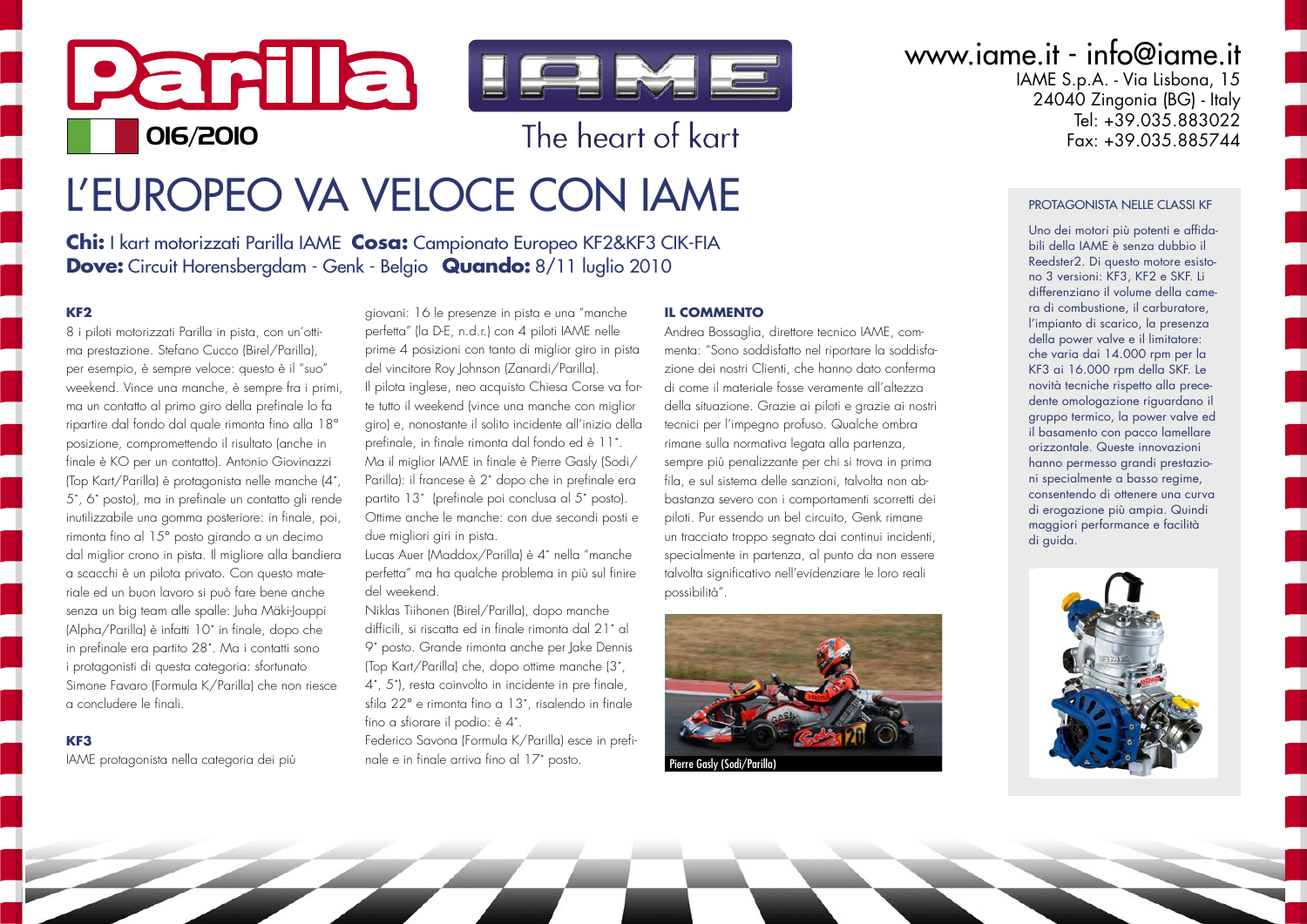Parilla

016/2010

IAME

The heart of kart

www.iame.it - info@iame.it
IAME S.p.A. - Via Lisbona, 15
24040 Zingonia (BG) - Italy
Tel: +39.035.883022
Fax: +39.035.885744

# L'EUROPEO VA VELOCE CON IAME

**Chi:** I kart motorizzati Parilla IAME **Cosa:** Campionato Europeo KF2&KF3 CIK-FIA
**Dove:** Circuit Horensbergdam - Genk - Belgio **Quando:** 8/11 luglio 2010

### KF2

8 i piloti motorizzati Parilla in pista, con un'ottima prestazione. Stefano Cucco (Birel/Parilla), per esempio, è sempre veloce: questo è il "suo" weekend. Vince una manche, è sempre fra i primi, ma un contatto al primo giro della prefinale lo fa ripartire dal fondo dal quale rimonta fino alla 18° posizione, compromettendo il risultato (anche in finale è KO per un contatto). Antonio Giovinazzi (Top Kart/Parilla) è protagonista nelle manche (4°, 5°, 6° posto), ma in prefinale un contatto gli rende inutilizzabile una gomma posteriore: in finale, poi, rimonta fino al 15° posto girando a un decimo dal miglior crono in pista. Il migliore alla bandiera a scacchi è un pilota privato. Con questo materiale ed un buon lavoro si può fare bene anche senza un big team alle spalle: Juha Mäki-Jouppi (Alpha/Parilla) è infatti 10° in finale, dopo che in prefinale era partito 28°. Ma i contatti sono i protagonisti di questa categoria: sfortunato Simone Favaro (Formula K/Parilla) che non riesce a concludere le finali.

### KF3

IAME protagonista nella categoria dei più giovani: 16 le presenze in pista e una "manche perfetta" (la D-E, n.d.r.) con 4 piloti IAME nelle prime 4 posizioni con tanto di miglior giro in pista del vincitore Roy Johnson (Zanardi/Parilla).
Il pilota inglese, neo acquisto Chiesa Corse va forte tutto il weekend (vince una manche con miglior giro) e, nonostante il solito incidente all'inizio della prefinale, in finale rimonta dal fondo ed è 11°.
Ma il miglior IAME in finale è Pierre Gasly (Sodi/Parilla): il francese è 2° dopo che in prefinale era partito 13° (prefinale poi conclusa al 5° posto). Ottime anche le manche: con due secondi posti e due migliori giri in pista.
Lucas Auer (Maddox/Parilla) è 4° nella "manche perfetta" ma ha qualche problema in più sul finire del weekend.
Niklas Tiihonen (Birel/Parilla), dopo manche difficili, si riscatta ed in finale rimonta dal 21° al 9° posto. Grande rimonta anche per Jake Dennis (Top Kart/Parilla) che, dopo ottime manche (3°, 4°, 5°), resta coinvolto in incidente in pre finale, sfila 22° e rimonta fino a 13°, risalendo in finale fino a sfiorare il podio: è 4°.
Federico Savona (Formula K/Parilla) esce in prefinale e in finale arriva fino al 17° posto.

### IL COMMENTO

Andrea Bossaglia, direttore tecnico IAME, commenta: "Sono soddisfatto nel riportare la soddisfazione dei nostri Clienti, che hanno dato conferma di come il materiale fosse veramente all'altezza della situazione. Grazie ai piloti e grazie ai nostri tecnici per l'impegno profuso. Qualche ombra rimane sulla normativa legata alla partenza, sempre più penalizzante per chi si trova in prima fila, e sul sistema delle sanzioni, talvolta non abbastanza severo con i comportamenti scorretti dei piloti. Pur essendo un bel circuito, Genk rimane un tracciato troppo segnato dai continui incidenti, specialmente in partenza, al punto da non essere talvolta significativo nell'evidenziare le loro reali possibilità".

Pierre Gasly (Sodi/Parilla)

### PROTAGONISTA NELLE CLASSI KF

Uno dei motori più potenti e affidabili della IAME è senza dubbio il Reedster2. Di questo motore esistono 3 versioni: KF3, KF2 e SKF. Li differenziano il volume della camera di combustione, il carburatore, l'impianto di scarico, la presenza della power valve e il limitatore: che varia dai 14.000 rpm per la KF3 ai 16.000 rpm della SKF. Le novità tecniche rispetto alla precedente omologazione riguardano il gruppo termico, la power valve ed il basamento con pacco lamellare orizzontale. Queste innovazioni hanno permesso grandi prestazioni specialmente a basso regime, consentendo di ottenere una curva di erogazione più ampia. Quindi maggiori performance e facilità di guida.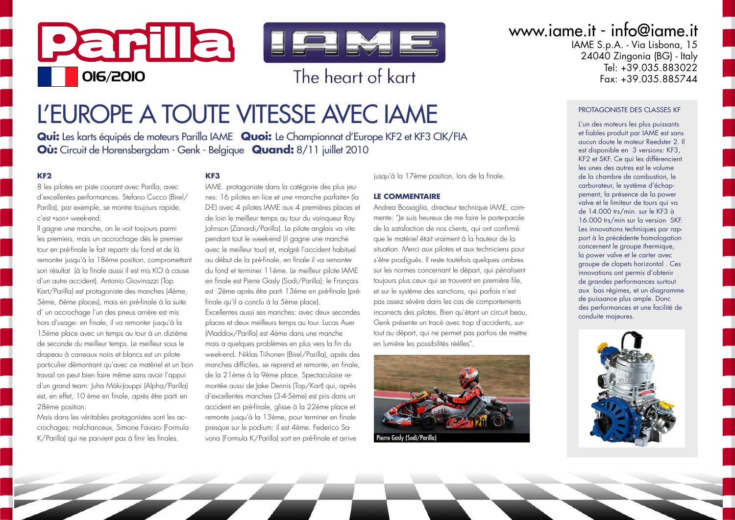Parilla

016/2010

The heart of kart

www.iame.it - info@iame.it
IAME S.p.A. - Via Lisbona, 15
24040 Zingonia (BG) - Italy
Tel: +39.035.883022
Fax: +39.035.885744

# L'EUROPE A TOUTE VITESSE AVEC IAME

**Qui:** Les karts équipés de moteurs Parilla IAME **Quoi:** Le Championnat d'Europe KF2 et KF3 CIK/FIA
**Où:** Circuit de Horensbergdam - Genk - Belgique **Quand:** 8/11 juillet 2010

### KF2

8 les pilotes en piste courant avec Parilla, avec d'excellentes performances. Stefano Cucco (Birel/Parilla), par exemple, se montre toujours rapide, c'est «son» week-end.
Il gagne une manche, on le voit toujours parmi les premiers, mais un accrochage dès le premier tour en pré-finale le fait repartir du fond et de là remonter jusqu'à la 18ème position, compromettant son résultat (à la finale aussi il est mis KO à cause d'un autre accident). Antonio Giovinazzi (Top Kart/Parilla) est protagoniste des manches (4ème, 5ème, 6ème places), mais en pré-finale à la suite d' un accrochage l'un des pneus arrière est mis hors d'usage: en finale, il va remonter jusqu'à la 15ème place avec un temps au tour à un dizième de seconde du meilleur temps. Le meilleur sous le drapeau à carreaux noirs et blancs est un pilote particulier démontrant qu'avec ce matériel et un bon travail on peut bien faire même sans avoir l'appui d'un grand team: Juha Mäki-Jouppi (Alpha/Parilla) est, en effet, 10 ème en finale, après être parti en 28ème position.
Mais dans les véritables protagonistes sont les accrochages: malchanceux, Simone Favaro (Formula K/Parilla) qui ne parvient pas à finir les finales.

### KF3

IAME protagoniste dans la catégorie des plus jeunes: 16 pilotes en lice et une «manche parfaite» (la D-E) avec 4 pilotes IAME aux 4 premières places et de loin le meilleur temps au tour du vainqueur Roy Johnson (Zanardi/Parilla). Le pilote anglais va vite pendant tout le week-end (il gagne une manche avec le meilleur tour) et, malgré l'accident habituel au début de la pré-finale, en finale il va remonter du fond et terminer 11ème. Le meilleur pilote IAME en finale est Pierre Gasly (Sodi/Parilla): le Français est 2ème après être parti 13ème en pré-finale (pré-finale qu'il a conclu à la 5ème place).
Excellentes aussi ses manches: avec deux secondes places et deux meilleurs temps au tour. Lucas Auer (Maddox/Parilla) est 4ème dans une manche mais a quelques problèmes en plus vers la fin du week-end. Niklas Tiihonen (Birel/Parilla), après des manches difficiles, se reprend et remonte, en finale, de la 21ème à la 9ème place. Spectaculaire remontée aussi de Jake Dennis (Top/Kart) qui, après d'excellentes manches (3-4-5ème) est pris dans un accident en pré-finale, glisse à la 22ème place et remonte jusqu'à la 13ème, pour terminer en finale presque sur le podium: il est 4ème. Federico Savona (Formula K/Parilla) sort en pré-finale et arrive jusqu'à la 17ème position, lors de la finale.

### LE COMMENTAIRE

Andrea Bossaglia, directeur technique IAME, commente: "Je suis heureux de me faire le porte-parole de la satisfaction de nos clients, qui ont confirmé que le matériel était vraiment à la hauteur de la situation. Merci aux pilotes et aux techniciens pour s'être prodigués. Il reste toutefois quelques ombres sur les normes concernant le départ, qui pénalisent toujours plus ceux qui se trouvent en première file, et sur le système des sanctions, qui parfois n'est pas assez sévère dans les cas de comportements incorrects des pilotes. Bien qu'étant un circuit beau, Genk présente un tracé avec trop d'accidents, surtout au départ, qui ne permet pas parfois de mettre en lumière les possibilités réelles".

Pierre Gasly (Sodi/Parilla)

### PROTAGONISTE DES CLASSES KF

L'un des moteurs les plus puissants et fiables produit par IAME est sans aucun doute le moteur Reedster 2. Il est disponible en 3 versions: KF3, KF2 et SKF. Ce qui les différencient les unes des autres est le volume de la chambre de combustion, le carburateur, le système d'échappement, la présence de la power valve et le limiteur de tours qui va de 14.000 trs/min. sur le KF3 à 16.000 trs/min sur la version SKF. Les innovations techniques par rapport à la précédente homologation concernent le groupe thermique, la power valve et le carter avec groupe de clapets horizontal . Ces innovations ont permis d'obtenir de grandes performances surtout aux bas régimes, et un diagramme de puissance plus ample. Donc des performances et une facilité de conduite majeures.